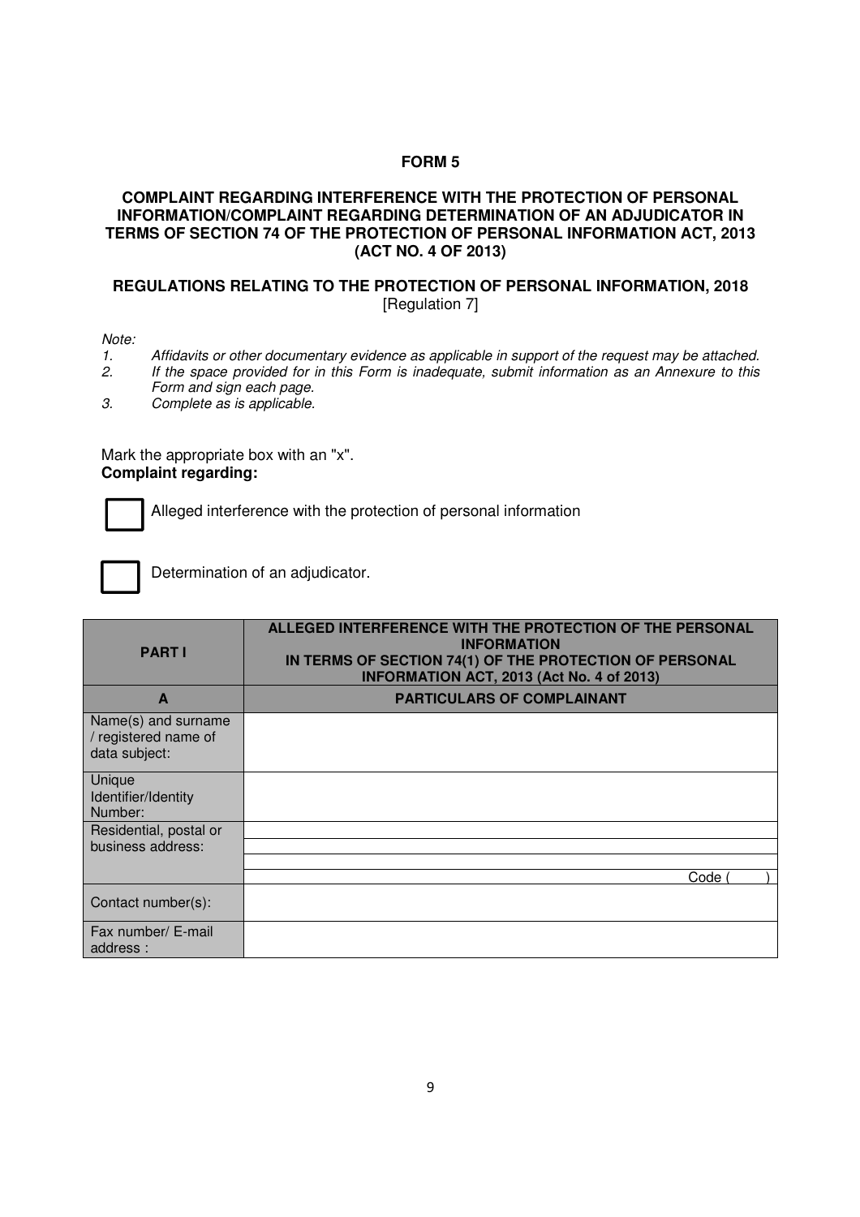# FORM 5

## COMPLAINT REGARDING INTERFERENCE WITH THE PROTECTION OF PERSONAL INFORMATION/COMPLAINT REGARDING DETERMINATION OF AN ADJUDICATOR IN TERMS OF SECTION 74 OF THE PROTECTION OF PERSONAL INFORMATION ACT, 2013 (ACT NO. 4 OF 2013)

## REGULATIONS RELATING TO THE PROTECTION OF PERSONAL INFORMATION, 2018

[Regulation 7]

*Note:*

1. *Affidavits or other documentary evidence as applicable in support of the request may be attached.*
2. *If the space provided for in this Form is inadequate, submit information as an Annexure to this Form and sign each page.*
3. *Complete as is applicable.*

Mark the appropriate box with an "x".

**Complaint regarding:**

☐ Alleged interference with the protection of personal information

☐ Determination of an adjudicator.

| **PART I** | **ALLEGED INTERFERENCE WITH THE PROTECTION OF THE PERSONAL INFORMATION IN TERMS OF SECTION 74(1) OF THE PROTECTION OF PERSONAL INFORMATION ACT, 2013 (Act No. 4 of 2013)** |
|---|---|
| **A** | **PARTICULARS OF COMPLAINANT** |
| Name(s) and surname / registered name of data subject: | |
| Unique Identifier/Identity Number: | |
| Residential, postal or business address: | |
| | |
| | |
| | Code ( ) |
| Contact number(s): | |
| Fax number/ E-mail address : | |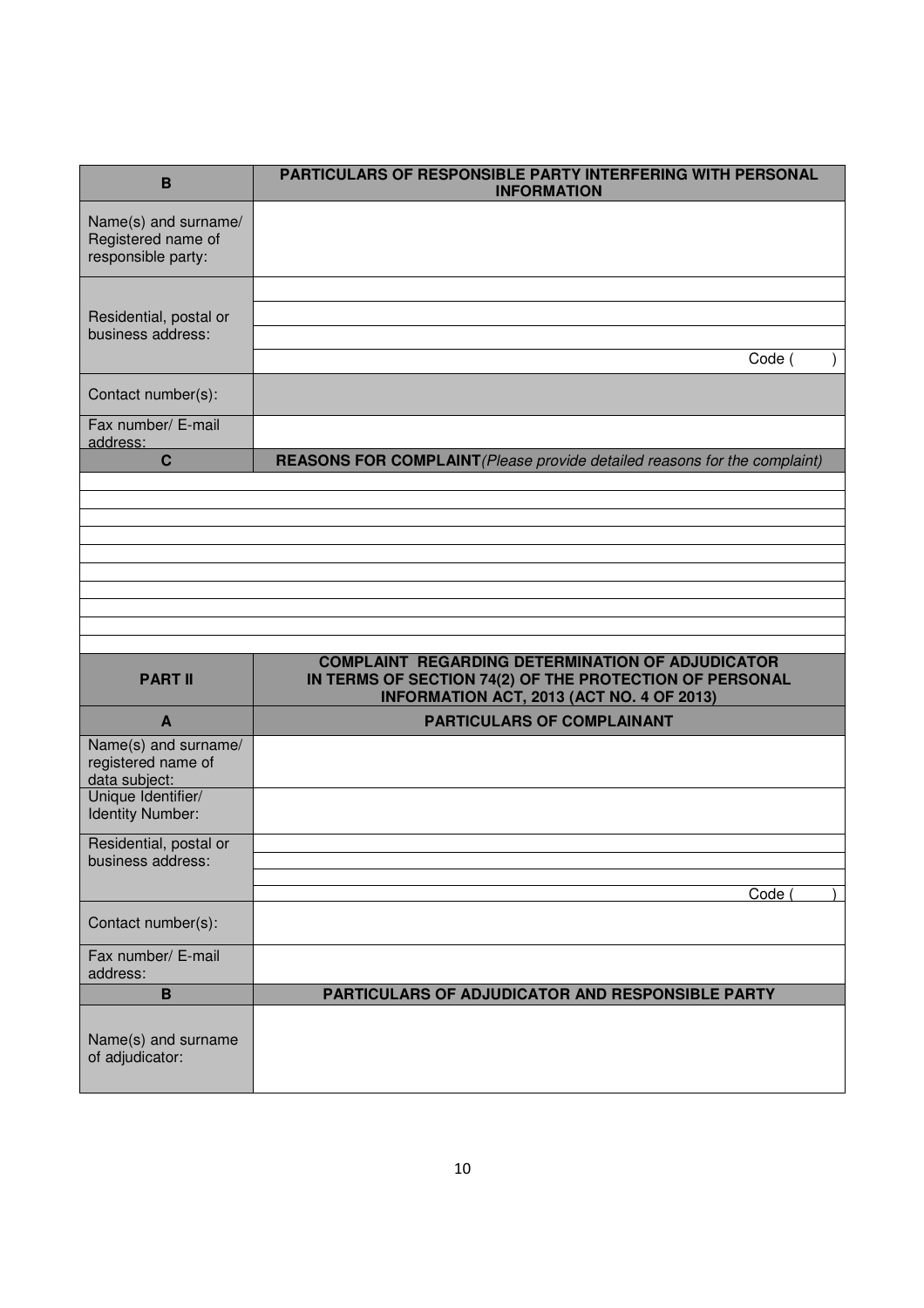| B | PARTICULARS OF RESPONSIBLE PARTY INTERFERING WITH PERSONAL INFORMATION |
|---|---|
| Name(s) and surname/ Registered name of responsible party: | |
| Residential, postal or business address: | |
| | |
| | |
| | Code ( ) |
| Contact number(s): | |
| Fax number/ E-mail address: | |

| C | **REASONS FOR COMPLAINT** *(Please provide detailed reasons for the complaint)* |
|---|---|
| | |
| | |
| | |
| | |
| | |
| | |
| | |
| | |
| | |
| | |

| PART II | COMPLAINT REGARDING DETERMINATION OF ADJUDICATOR IN TERMS OF SECTION 74(2) OF THE PROTECTION OF PERSONAL INFORMATION ACT, 2013 (ACT NO. 4 OF 2013) |
|---|---|

| A | PARTICULARS OF COMPLAINANT |
|---|---|
| Name(s) and surname/ registered name of data subject: | |
| Unique Identifier/ Identity Number: | |
| Residential, postal or business address: | |
| | |
| | |
| | Code ( ) |
| Contact number(s): | |
| Fax number/ E-mail address: | |

| B | PARTICULARS OF ADJUDICATOR AND RESPONSIBLE PARTY |
|---|---|
| Name(s) and surname of adjudicator: | |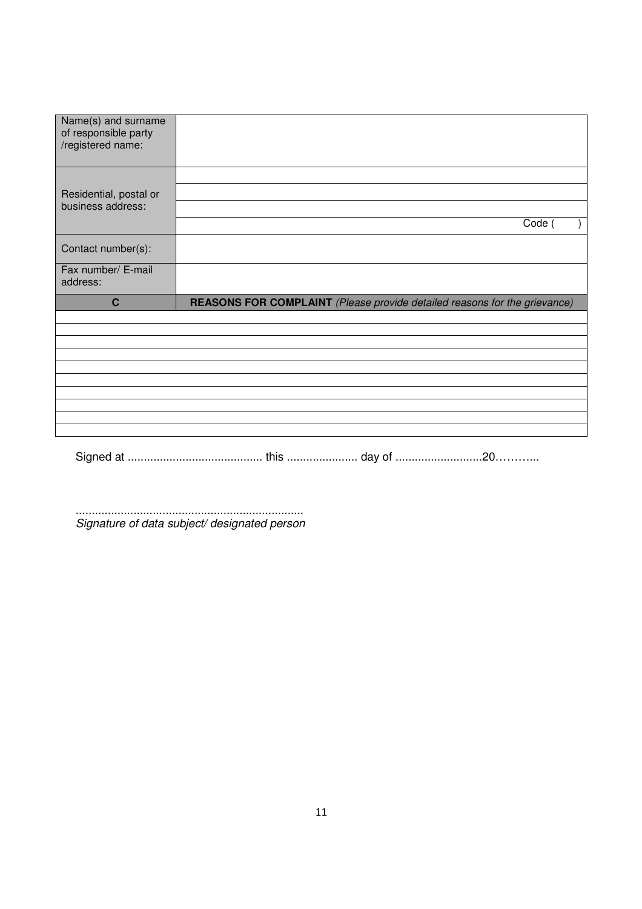| | |
|---|---|
| Name(s) and surname of responsible party /registered name: | |
| Residential, postal or business address: | |
| | |
| | |
| | Code ( ) |
| Contact number(s): | |
| Fax number/ E-mail address: | |
| **C** | **REASONS FOR COMPLAINT** *(Please provide detailed reasons for the grievance)* |
| | |
| | |
| | |
| | |
| | |
| | |
| | |
| | |
| | |
| | |

Signed at .......................................... this ...................... day of ...........................20………..

.......................................................................
*Signature of data subject/ designated person*